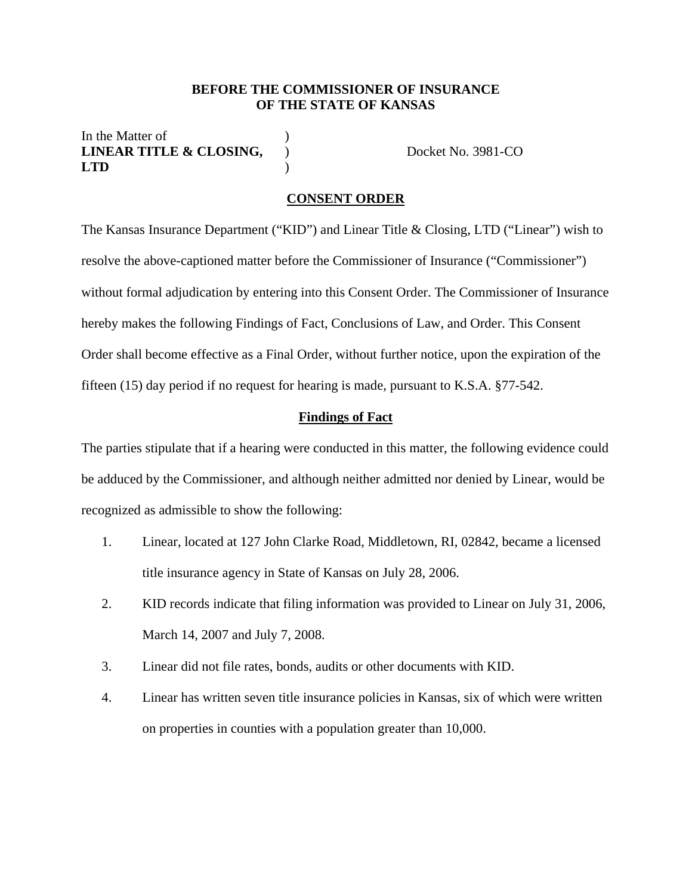**BEFORE THE COMMISSIONER OF INSURANCE**
**OF THE STATE OF KANSAS**

In the Matter of )
**LINEAR TITLE & CLOSING,** ) Docket No. 3981-CO
**LTD** )

## CONSENT ORDER

The Kansas Insurance Department ("KID") and Linear Title & Closing, LTD ("Linear") wish to resolve the above-captioned matter before the Commissioner of Insurance ("Commissioner") without formal adjudication by entering into this Consent Order. The Commissioner of Insurance hereby makes the following Findings of Fact, Conclusions of Law, and Order. This Consent Order shall become effective as a Final Order, without further notice, upon the expiration of the fifteen (15) day period if no request for hearing is made, pursuant to K.S.A. §77-542.

### Findings of Fact

The parties stipulate that if a hearing were conducted in this matter, the following evidence could be adduced by the Commissioner, and although neither admitted nor denied by Linear, would be recognized as admissible to show the following:

1. Linear, located at 127 John Clarke Road, Middletown, RI, 02842, became a licensed title insurance agency in State of Kansas on July 28, 2006.
2. KID records indicate that filing information was provided to Linear on July 31, 2006, March 14, 2007 and July 7, 2008.
3. Linear did not file rates, bonds, audits or other documents with KID.
4. Linear has written seven title insurance policies in Kansas, six of which were written on properties in counties with a population greater than 10,000.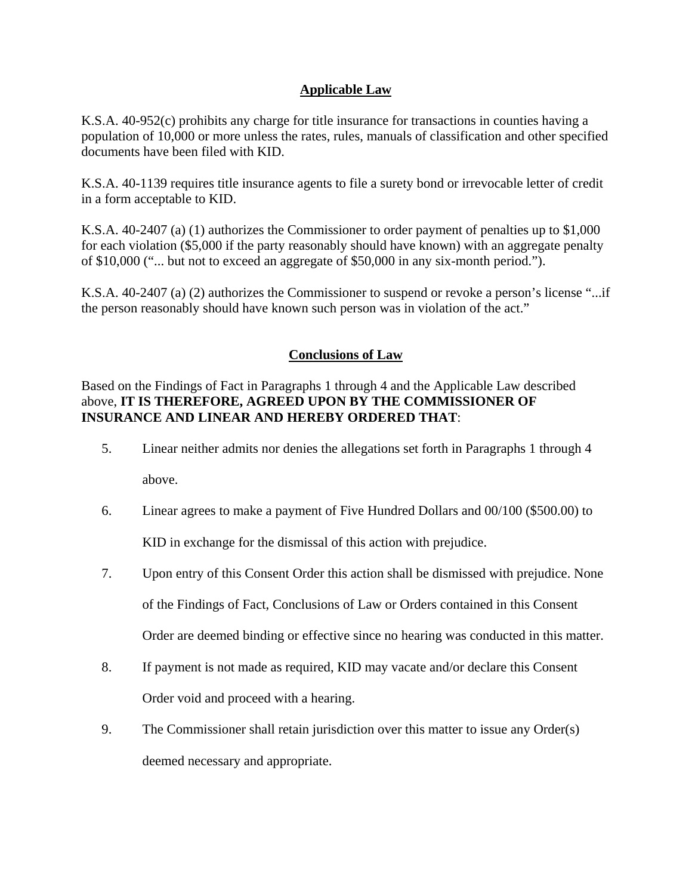## Applicable Law

K.S.A. 40-952(c) prohibits any charge for title insurance for transactions in counties having a population of 10,000 or more unless the rates, rules, manuals of classification and other specified documents have been filed with KID.

K.S.A. 40-1139 requires title insurance agents to file a surety bond or irrevocable letter of credit in a form acceptable to KID.

K.S.A. 40-2407 (a) (1) authorizes the Commissioner to order payment of penalties up to $1,000 for each violation ($5,000 if the party reasonably should have known) with an aggregate penalty of $10,000 ("... but not to exceed an aggregate of $50,000 in any six-month period.").

K.S.A. 40-2407 (a) (2) authorizes the Commissioner to suspend or revoke a person's license "...if the person reasonably should have known such person was in violation of the act."

## Conclusions of Law

Based on the Findings of Fact in Paragraphs 1 through 4 and the Applicable Law described above, **IT IS THEREFORE, AGREED UPON BY THE COMMISSIONER OF INSURANCE AND LINEAR AND HEREBY ORDERED THAT**:

5. Linear neither admits nor denies the allegations set forth in Paragraphs 1 through 4 above.

6. Linear agrees to make a payment of Five Hundred Dollars and 00/100 ($500.00) to KID in exchange for the dismissal of this action with prejudice.

7. Upon entry of this Consent Order this action shall be dismissed with prejudice. None of the Findings of Fact, Conclusions of Law or Orders contained in this Consent Order are deemed binding or effective since no hearing was conducted in this matter.

8. If payment is not made as required, KID may vacate and/or declare this Consent Order void and proceed with a hearing.

9. The Commissioner shall retain jurisdiction over this matter to issue any Order(s) deemed necessary and appropriate.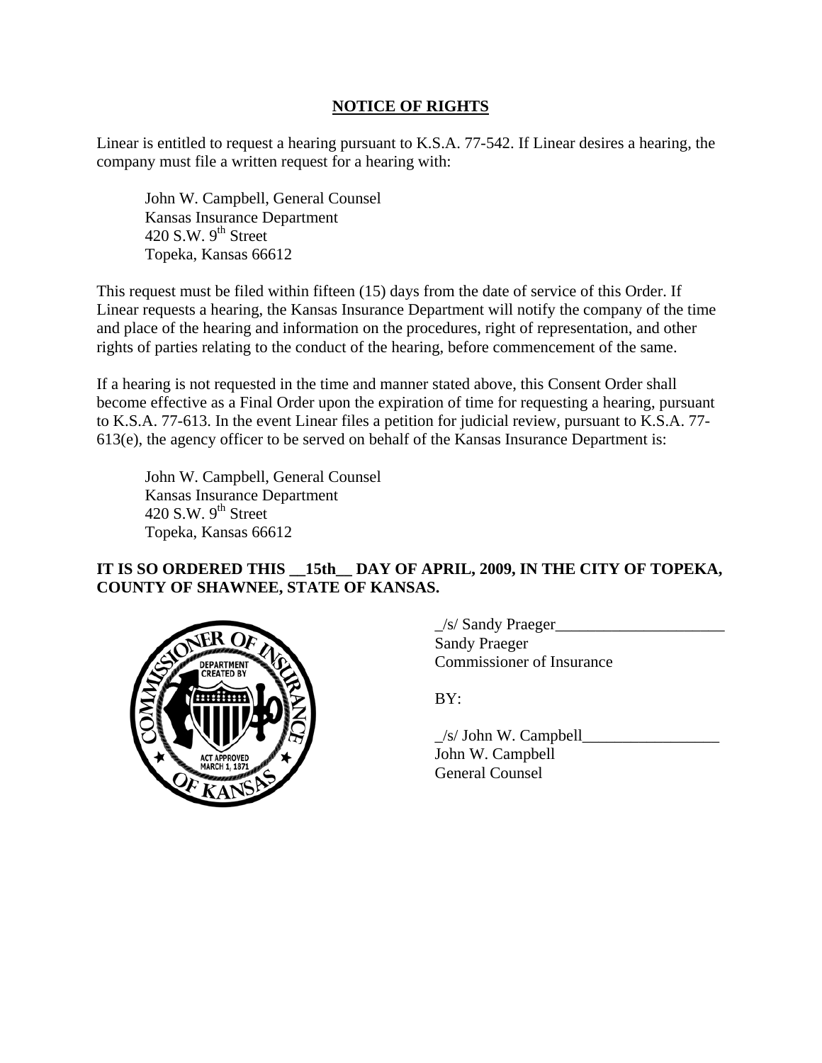## NOTICE OF RIGHTS

Linear is entitled to request a hearing pursuant to K.S.A. 77-542. If Linear desires a hearing, the company must file a written request for a hearing with:

John W. Campbell, General Counsel  
Kansas Insurance Department  
420 S.W. 9th Street  
Topeka, Kansas 66612

This request must be filed within fifteen (15) days from the date of service of this Order. If Linear requests a hearing, the Kansas Insurance Department will notify the company of the time and place of the hearing and information on the procedures, right of representation, and other rights of parties relating to the conduct of the hearing, before commencement of the same.

If a hearing is not requested in the time and manner stated above, this Consent Order shall become effective as a Final Order upon the expiration of time for requesting a hearing, pursuant to K.S.A. 77-613. In the event Linear files a petition for judicial review, pursuant to K.S.A. 77-613(e), the agency officer to be served on behalf of the Kansas Insurance Department is:

John W. Campbell, General Counsel  
Kansas Insurance Department  
420 S.W. 9th Street  
Topeka, Kansas 66612

**IT IS SO ORDERED THIS __15th__ DAY OF APRIL, 2009, IN THE CITY OF TOPEKA, COUNTY OF SHAWNEE, STATE OF KANSAS.**

_/s/ Sandy Praeger_____________________  
Sandy Praeger  
Commissioner of Insurance

BY:

_/s/ John W. Campbell_________________  
John W. Campbell  
General Counsel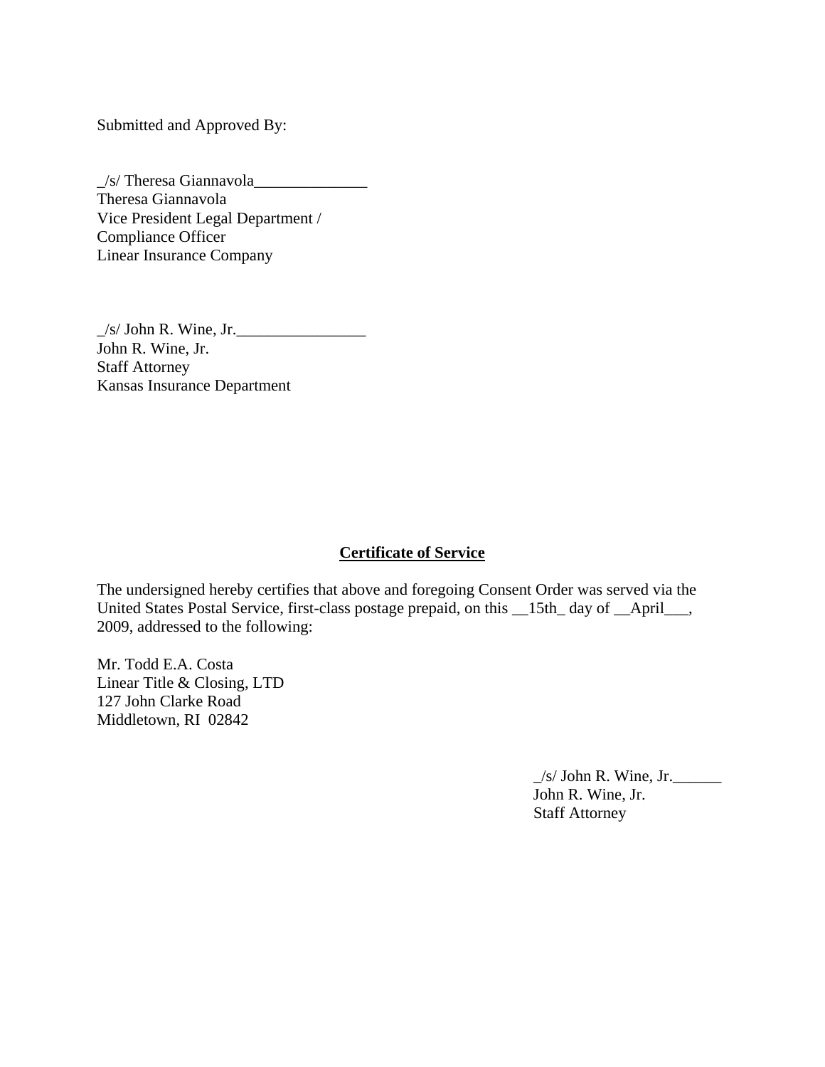Submitted and Approved By:

_/s/ Theresa Giannavola______________
Theresa Giannavola
Vice President Legal Department /
Compliance Officer
Linear Insurance Company

_/s/ John R. Wine, Jr.________________
John R. Wine, Jr.
Staff Attorney
Kansas Insurance Department

**Certificate of Service**

The undersigned hereby certifies that above and foregoing Consent Order was served via the United States Postal Service, first-class postage prepaid, on this __15th_ day of __April___, 2009, addressed to the following:

Mr. Todd E.A. Costa
Linear Title & Closing, LTD
127 John Clarke Road
Middletown, RI 02842

_/s/ John R. Wine, Jr.______
John R. Wine, Jr.
Staff Attorney